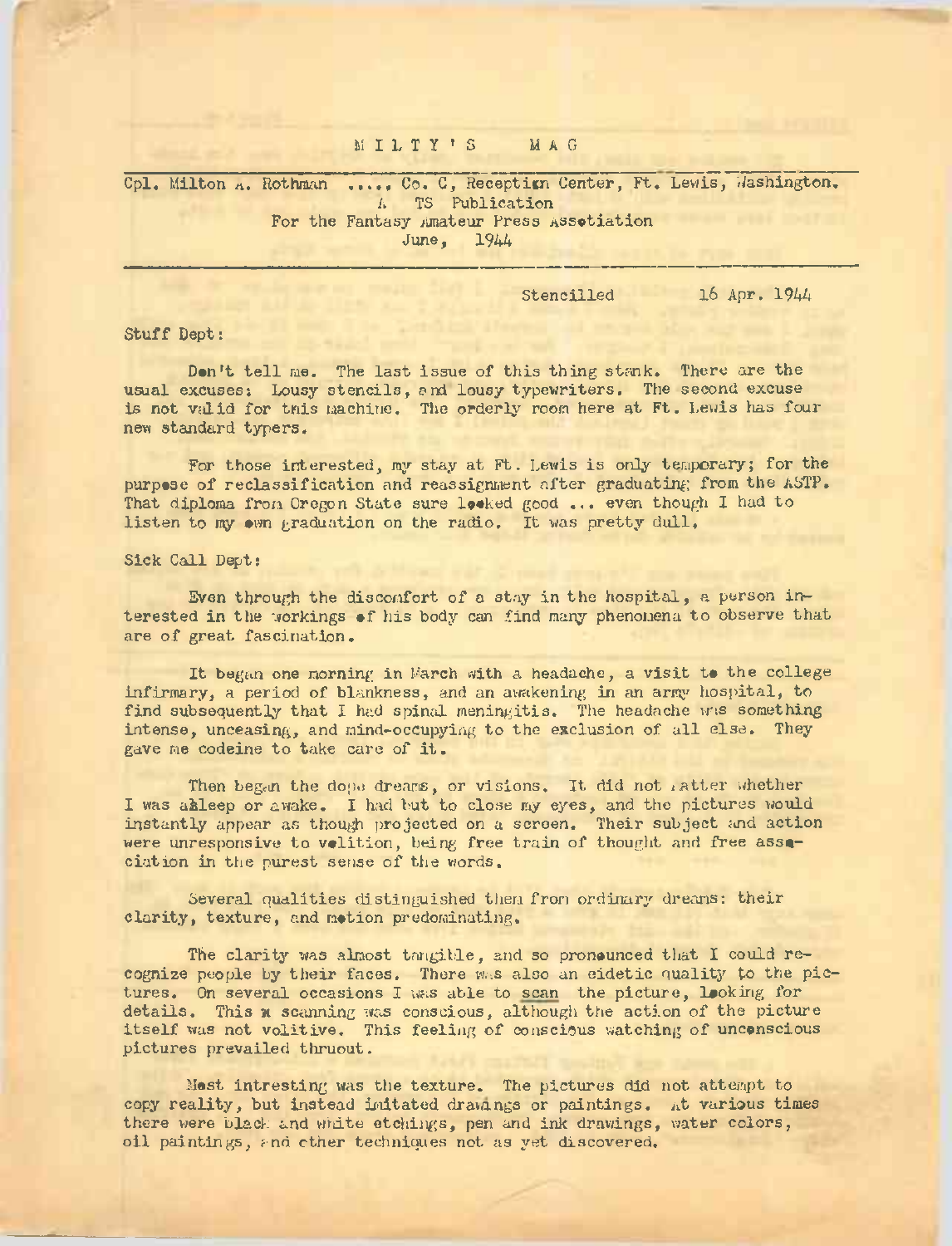# M I L T Y ' S  M A G

Cpl. Milton A. Rothman ..... Co. C, Reception Center, Ft. Lewis, Washington.
A TS Publication
For the Fantasy Amateur Press Assotiation
June, 1944

Stencilled 16 Apr. 1944

Stuff Dept:

Don't tell me. The last issue of this thing stank. There are the usual excuses: Lousy stencils, and lousy typewriters. The second excuse is not valid for this machine. The orderly room here at Ft. Lewis has four new standard typers.

For those interested, my stay at Ft. Lewis is only temporary; for the purpose of reclassification and reassignment after graduating from the ASTP. That diploma from Oregon State sure looked good ... even though I had to listen to my own graduation on the radio. It was pretty dull.

Sick Call Dept:

Even through the discomfort of a stay in the hospital, a person interested in the workings of his body can find many phenomena to observe that are of great fascination.

It began one morning in March with a headache, a visit to the college infirmary, a period of blankness, and an awakening in an army hospital, to find subsequently that I had spinal meningitis. The headache was something intense, unceasing, and mind-occupying to the exclusion of all else. They gave me codeine to take care of it.

Then began the dope dreams, or visions. It did not matter whether I was asleep or awake. I had but to close my eyes, and the pictures would instantly appear as though projected on a screen. Their subject and action were unresponsive to volition, being free train of thought and free association in the purest sense of the words.

Several qualities distinguished them from ordinary dreams: their clarity, texture, and motion predominating.

The clarity was almost tangible, and so pronounced that I could recognize people by their faces. There was also an eidetic quality to the pictures. On several occasions I was able to scan the picture, looking for details. This x scanning was conscious, although the action of the picture itself was not volitive. This feeling of conscious watching of unconscious pictures prevailed thruout.

Most intresting was the texture. The pictures did not attempt to copy reality, but instead imitated drawings or paintings. At various times there were black and white etchings, pen and ink drawings, water colors, oil paintings, and other techniques not as yet discovered.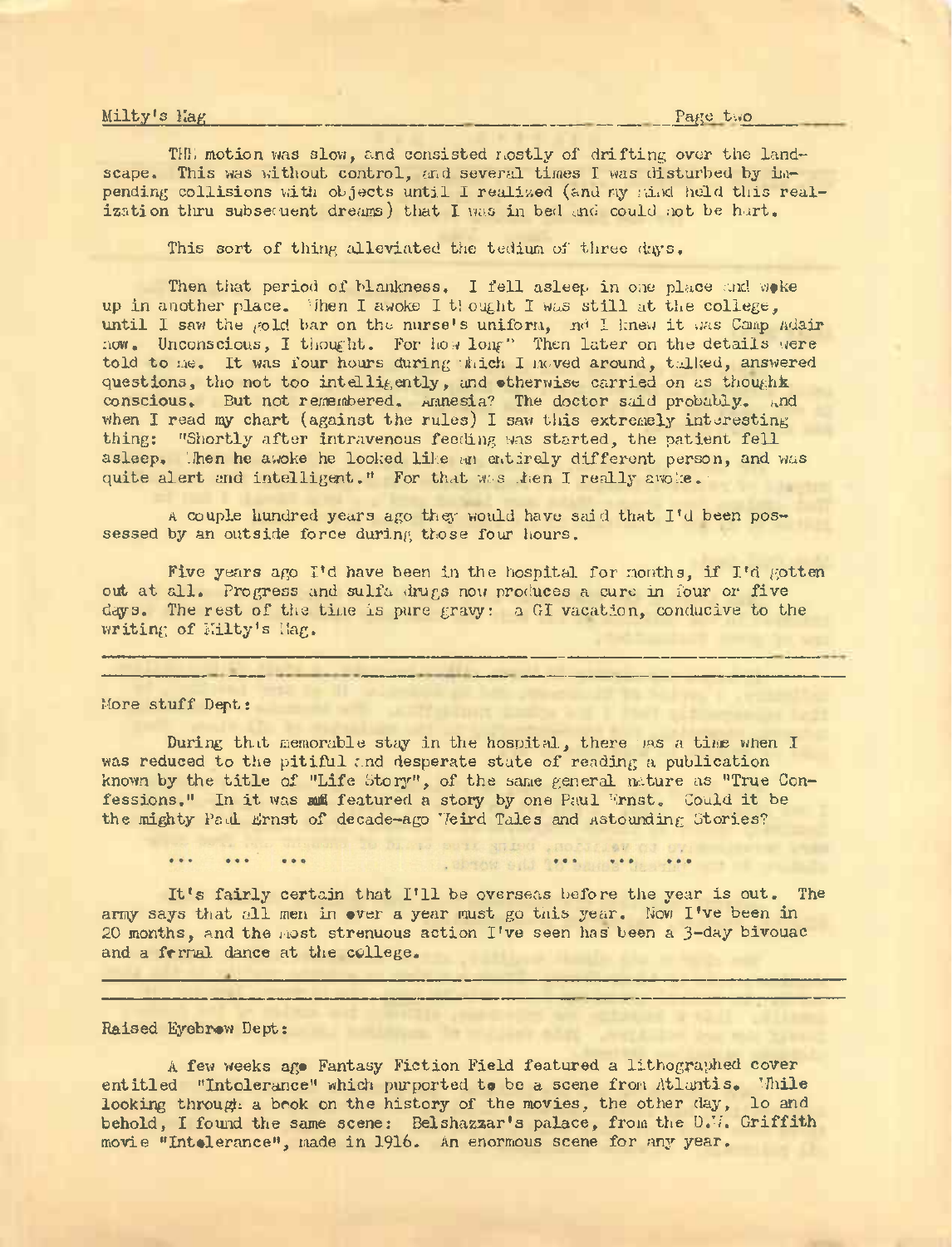THE motion was slow, and consisted mostly of drifting over the landscape. This was without control, and several times I was disturbed by impending collisions with objects until I realized (and my mind held this realization thru subsequent dreams) that I was in bed and could not be hurt.

This sort of thing alleviated the tedium of three days.

Then that period of blankness. I fell asleep in one place and woke up in another place. When I awoke I thought I was still at the college, until I saw the gold bar on the nurse's uniform, and I knew it was Camp Adair now. Unconscious, I thought. For how long? Then later on the details were told to me. It was four hours during which I moved around, talked, answered questions, tho not too intelligently, and otherwise carried on as though conscious. But not remembered. Amnesia? The doctor said probably. And when I read my chart (against the rules) I saw this extremely interesting thing: "Shortly after intravenous feeding was started, the patient fell asleep. When he awoke he looked like an entirely different person, and was quite alert and intelligent." For that was when I really awoke.

A couple hundred years ago they would have said that I'd been possessed by an outside force during those four hours.

Five years ago I'd have been in the hospital for months, if I'd gotten out at all. Progress and sulfa drugs now produces a cure in four or five days. The rest of the time is pure gravy: a GI vacation, conducive to the writing of Milty's Mag.

---

More stuff Dept:

During that memorable stay in the hospital, there was a time when I was reduced to the pitiful and desperate state of reading a publication known by the title of "Life Story", of the same general nature as "True Confessions." In it was featured a story by one Paul Ernst. Could it be the mighty Paul Ernst of decade-ago Weird Tales and Astounding Stories?

... ... ... ... ... ...

It's fairly certain that I'll be overseas before the year is out. The army says that all men in over a year must go this year. Now I've been in 20 months, and the most strenuous action I've seen has been a 3-day bivouac and a formal dance at the college.

---

Raised Eyebrow Dept:

A few weeks ago Fantasy Fiction Field featured a lithographed cover entitled "Intolerance" which purported to be a scene from Atlantis. While looking through a book on the history of the movies, the other day, lo and behold, I found the same scene: Belshazzar's palace, from the D.W. Griffith movie "Intolerance", made in 1916. An enormous scene for any year.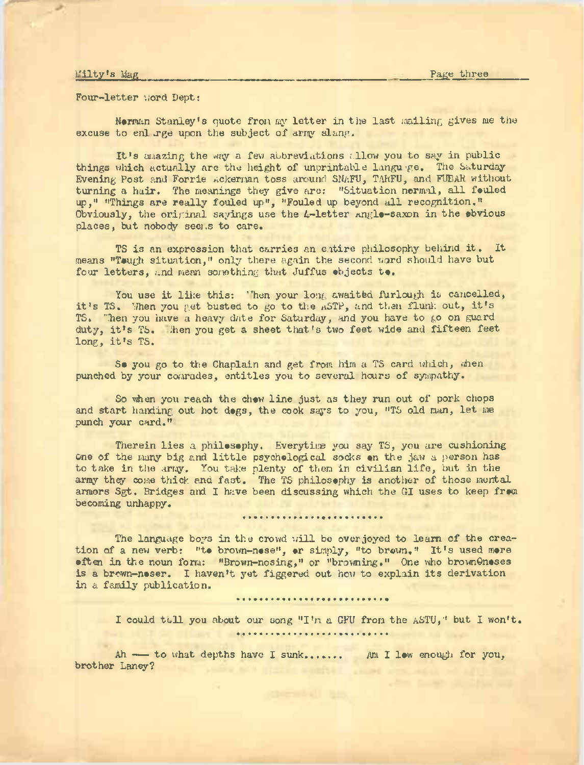Four-letter word Dept:

Norman Stanley's quote from my letter in the last mailing gives me the excuse to enlarge upon the subject of army slang.

It's amazing the way a few abbreviations allow you to say in public things which actually are the height of unprintable language. The Saturday Evening Post and Forrie Ackerman toss around SNAFU, TARFU, and FUBAR without turning a hair. The meanings they give are: "Situation normal, all fouled up," "Things are really fouled up", "Fouled up beyond all recognition." Obviously, the original sayings use the 4-letter anglo-saxon in the obvious places, but nobody seems to care.

TS is an expression that carries an entire philosophy behind it. It means "Tough situation," only there again the second word should have but four letters, and mean something that Juffus objects to.

You use it like this: When your long awaited furlough is cancelled, it's TS. When you get busted to go to the ASTP, and then flunk out, it's TS. When you have a heavy date for Saturday, and you have to go on guard duty, it's TS. When you get a sheet that's two feet wide and fifteen feet long, it's TS.

So you go to the Chaplain and get from him a TS card which, when punched by your comrades, entitles you to several hours of sympathy.

So when you reach the chow line just as they run out of pork chops and start handing out hot dogs, the cook says to you, "TS old man, let me punch your card."

Therein lies a philosophy. Everytime you say TS, you are cushioning one of the many big and little psychological socks on the jaw a person has to take in the army. You take plenty of them in civilian life, but in the army they come thick and fast. The TS philosophy is another of those mental armors Sgt. Bridges and I have been discussing which the GI uses to keep from becoming unhappy.

.........................

The language boys in the crowd will be overjoyed to learn of the creation of a new verb: "to brown-nose", or simply, "to brown." It's used more often in the noun form: "Brown-nosing," or "browning." One who brownOnoses is a brown-noser. I haven't yet figgered out how to explain its derivation in a family publication.

..........................

I could tell you about our song "I'm a GFU from the ASTU," but I won't.

.........................

Ah —— to what depths have I sunk....... Am I low enough for you, brother Laney?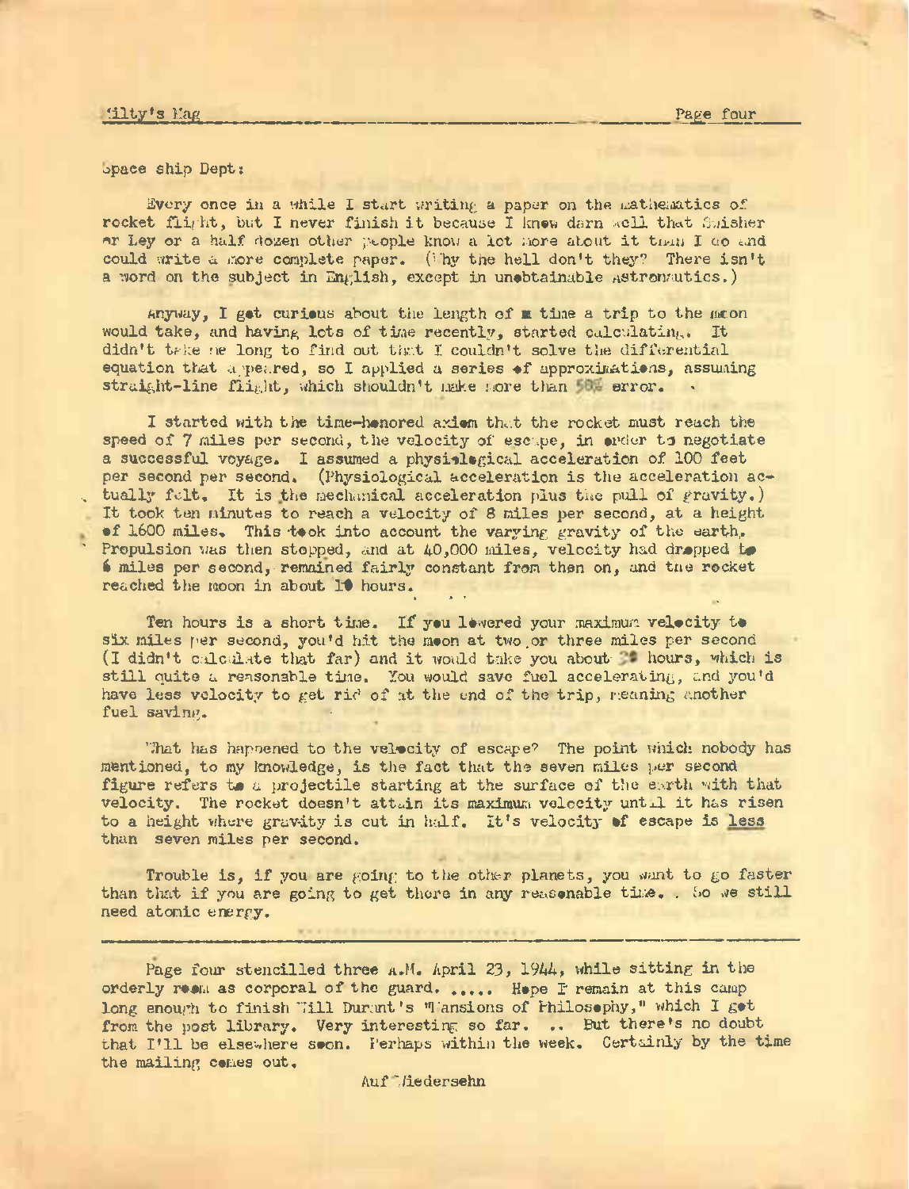Space ship Dept:

Every once in a while I start writing a paper on the mathematics of rocket flight, but I never finish it because I know darn well that Swisher or Ley or a half dozen other people know a lot more about it than I do and could write a more complete paper. (Why the hell don't they? There isn't a word on the subject in English, except in unobtainable Astronautics.)

Anyway, I got curious about the length of a time a trip to the moon would take, and having lots of time recently, started calculating. It didn't take me long to find out that I couldn't solve the differential equation that appeared, so I applied a series of approximations, assuming straight-line flight, which shouldn't make more than 50% error.

I started with the time-honored axiom that the rocket must reach the speed of 7 miles per second, the velocity of escape, in order to negotiate a successful voyage. I assumed a physiological acceleration of 100 feet per second per second. (Physiological acceleration is the acceleration actually felt. It is the mechanical acceleration plus the pull of gravity.) It took ten minutes to reach a velocity of 8 miles per second, at a height of 1600 miles. This took into account the varying gravity of the earth. Propulsion was then stopped, and at 40,000 miles, velocity had dropped to 6 miles per second, remained fairly constant from then on, and the rocket reached the moon in about 10 hours.

Ten hours is a short time. If you lowered your maximum velocity to six miles per second, you'd hit the moon at two or three miles per second (I didn't calculate that far) and it would take you about 30 hours, which is still quite a reasonable time. You would save fuel accelerating, and you'd have less velocity to get rid of at the end of the trip, meaning another fuel saving.

What has happened to the velocity of escape? The point which nobody has mentioned, to my knowledge, is the fact that the seven miles per second figure refers to a projectile starting at the surface of the earth with that velocity. The rocket doesn't attain its maximum velocity until it has risen to a height where gravity is cut in half. It's velocity of escape is <u>less</u> than seven miles per second.

Trouble is, if you are going to the other planets, you want to go faster than that if you are going to get there in any reasonable time. So we still need atomic energy.

---

Page four stencilled three A.M. April 23, 1944, while sitting in the orderly room as corporal of the guard. ..... Hope I remain at this camp long enough to finish Will Durant's "Mansions of Philosophy," which I got from the post library. Very interesting so far. .. But there's no doubt that I'll be elsewhere soon. Perhaps within the week. Certainly by the time the mailing comes out.

Auf Wiedersehn